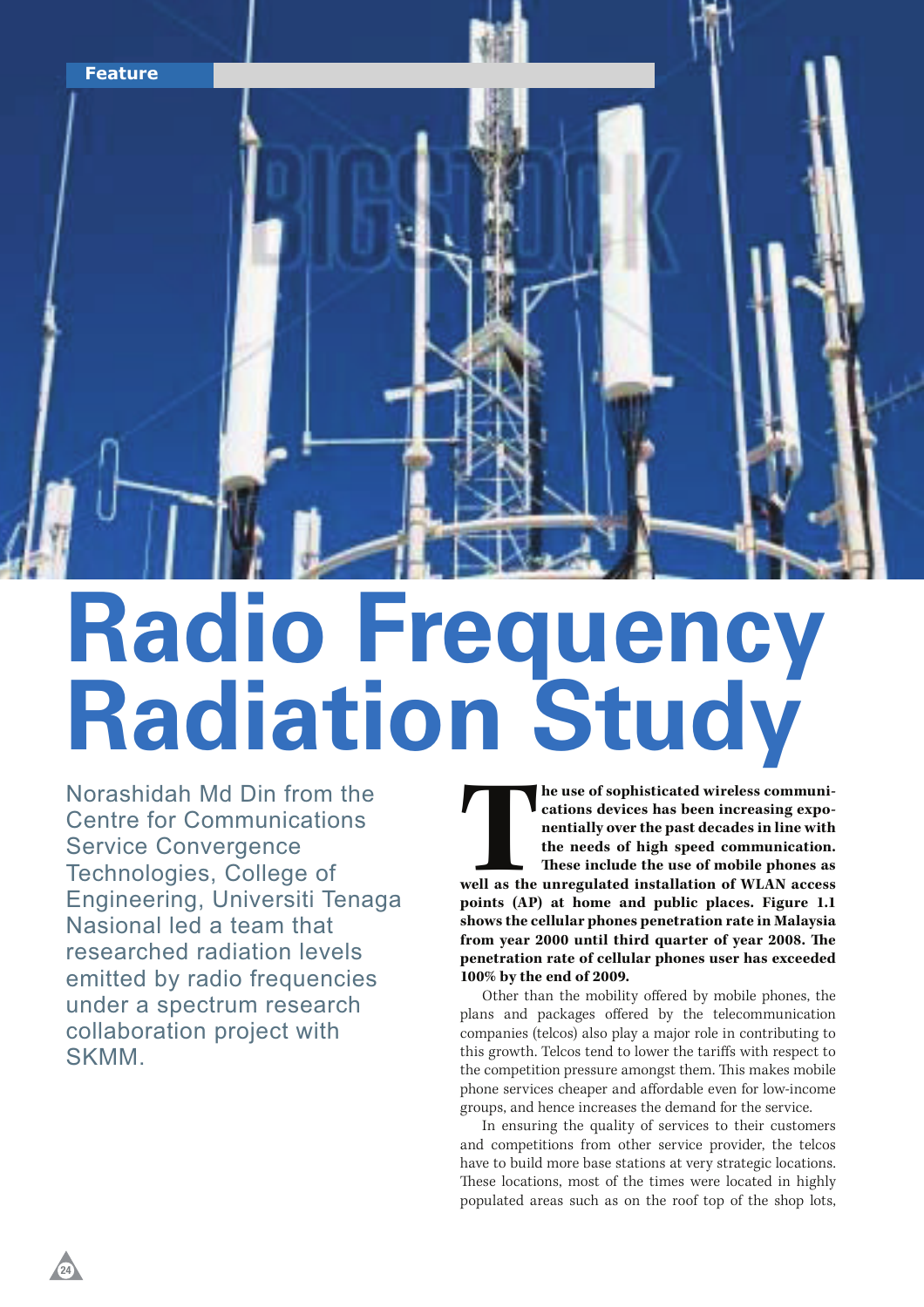Feature

# Radio Frequency Radiation Study

Norashidah Md Din from the Centre for Communications Service Convergence Technologies, College of Engineering, Universiti Tenaga Nasional led a team that researched radiation levels emitted by radio frequencies under a spectrum research collaboration project with SKMM.

**The use of sophisticated wireless communications devices has been increasing exponentially over the past decades in line with the needs of high speed communication. These include the use of mobile phones as well as the unregulated installation of WLAN access points (AP) at home and public places. Figure 1.1 shows the cellular phones penetration rate in Malaysia from year 2000 until third quarter of year 2008. The penetration rate of cellular phones user has exceeded 100% by the end of 2009.**

Other than the mobility offered by mobile phones, the plans and packages offered by the telecommunication companies (telcos) also play a major role in contributing to this growth. Telcos tend to lower the tariffs with respect to the competition pressure amongst them. This makes mobile phone services cheaper and affordable even for low-income groups, and hence increases the demand for the service.

In ensuring the quality of services to their customers and competitions from other service provider, the telcos have to build more base stations at very strategic locations. These locations, most of the times were located in highly populated areas such as on the roof top of the shop lots,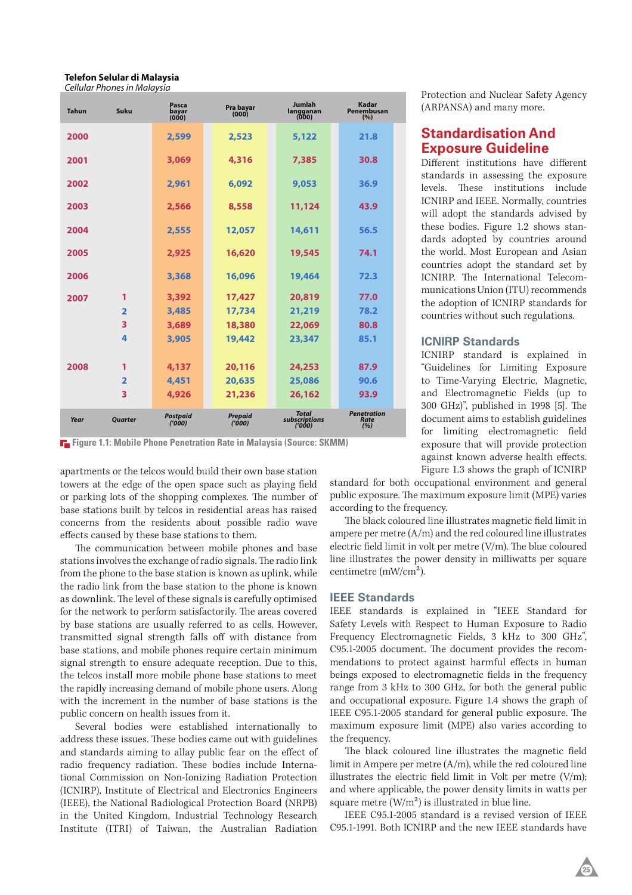**Telefon Selular di Malaysia**
*Cellular Phones in Malaysia*

| Tahun / Year | Suku / Quarter | Pasca bayar / Postpaid ('000) | Pra bayar / Prepaid ('000) | Jumlah langganan / Total subscriptions ('000) | Kadar Penembusan / Penetration Rate (%) |
|---|---|---|---|---|---|
| 2000 | | 2,599 | 2,523 | 5,122 | 21.8 |
| 2001 | | 3,069 | 4,316 | 7,385 | 30.8 |
| 2002 | | 2,961 | 6,092 | 9,053 | 36.9 |
| 2003 | | 2,566 | 8,558 | 11,124 | 43.9 |
| 2004 | | 2,555 | 12,057 | 14,611 | 56.5 |
| 2005 | | 2,925 | 16,620 | 19,545 | 74.1 |
| 2006 | | 3,368 | 16,096 | 19,464 | 72.3 |
| 2007 | 1 | 3,392 | 17,427 | 20,819 | 77.0 |
| | 2 | 3,485 | 17,734 | 21,219 | 78.2 |
| | 3 | 3,689 | 18,380 | 22,069 | 80.8 |
| | 4 | 3,905 | 19,442 | 23,347 | 85.1 |
| 2008 | 1 | 4,137 | 20,116 | 24,253 | 87.9 |
| | 2 | 4,451 | 20,635 | 25,086 | 90.6 |
| | 3 | 4,926 | 21,236 | 26,162 | 93.9 |

**Figure 1.1: Mobile Phone Penetration Rate in Malaysia (Source: SKMM)**

apartments or the telcos would build their own base station towers at the edge of the open space such as playing field or parking lots of the shopping complexes. The number of base stations built by telcos in residential areas has raised concerns from the residents about possible radio wave effects caused by these base stations to them.

The communication between mobile phones and base stations involves the exchange of radio signals. The radio link from the phone to the base station is known as uplink, while the radio link from the base station to the phone is known as downlink. The level of these signals is carefully optimised for the network to perform satisfactorily. The areas covered by base stations are usually referred to as cells. However, transmitted signal strength falls off with distance from base stations, and mobile phones require certain minimum signal strength to ensure adequate reception. Due to this, the telcos install more mobile phone base stations to meet the rapidly increasing demand of mobile phone users. Along with the increment in the number of base stations is the public concern on health issues from it.

Several bodies were established internationally to address these issues. These bodies came out with guidelines and standards aiming to allay public fear on the effect of radio frequency radiation. These bodies include International Commission on Non-Ionizing Radiation Protection (ICNIRP), Institute of Electrical and Electronics Engineers (IEEE), the National Radiological Protection Board (NRPB) in the United Kingdom, Industrial Technology Research Institute (ITRI) of Taiwan, the Australian Radiation Protection and Nuclear Safety Agency (ARPANSA) and many more.

## Standardisation And Exposure Guideline

Different institutions have different standards in assessing the exposure levels. These institutions include ICNIRP and IEEE. Normally, countries will adopt the standards advised by these bodies. Figure 1.2 shows standards adopted by countries around the world. Most European and Asian countries adopt the standard set by ICNIRP. The International Telecommunications Union (ITU) recommends the adoption of ICNIRP standards for countries without such regulations.

### ICNIRP Standards

ICNIRP standard is explained in "Guidelines for Limiting Exposure to Time-Varying Electric, Magnetic, and Electromagnetic Fields (up to 300 GHz)", published in 1998 [5]. The document aims to establish guidelines for limiting electromagnetic field exposure that will provide protection against known adverse health effects. Figure 1.3 shows the graph of ICNIRP standard for both occupational environment and general public exposure. The maximum exposure limit (MPE) varies according to the frequency.

The black coloured line illustrates magnetic field limit in ampere per metre (A/m) and the red coloured line illustrates electric field limit in volt per metre (V/m). The blue coloured line illustrates the power density in milliwatts per square centimetre (mW/cm$^2$).

### IEEE Standards

IEEE standards is explained in "IEEE Standard for Safety Levels with Respect to Human Exposure to Radio Frequency Electromagnetic Fields, 3 kHz to 300 GHz", C95.1-2005 document. The document provides the recommendations to protect against harmful effects in human beings exposed to electromagnetic fields in the frequency range from 3 kHz to 300 GHz, for both the general public and occupational exposure. Figure 1.4 shows the graph of IEEE C95.1-2005 standard for general public exposure. The maximum exposure limit (MPE) also varies according to the frequency.

The black coloured line illustrates the magnetic field limit in Ampere per metre (A/m), while the red coloured line illustrates the electric field limit in Volt per metre (V/m); and where applicable, the power density limits in watts per square metre (W/m$^2$) is illustrated in blue line.

IEEE C95.1-2005 standard is a revised version of IEEE C95.1-1991. Both ICNIRP and the new IEEE standards have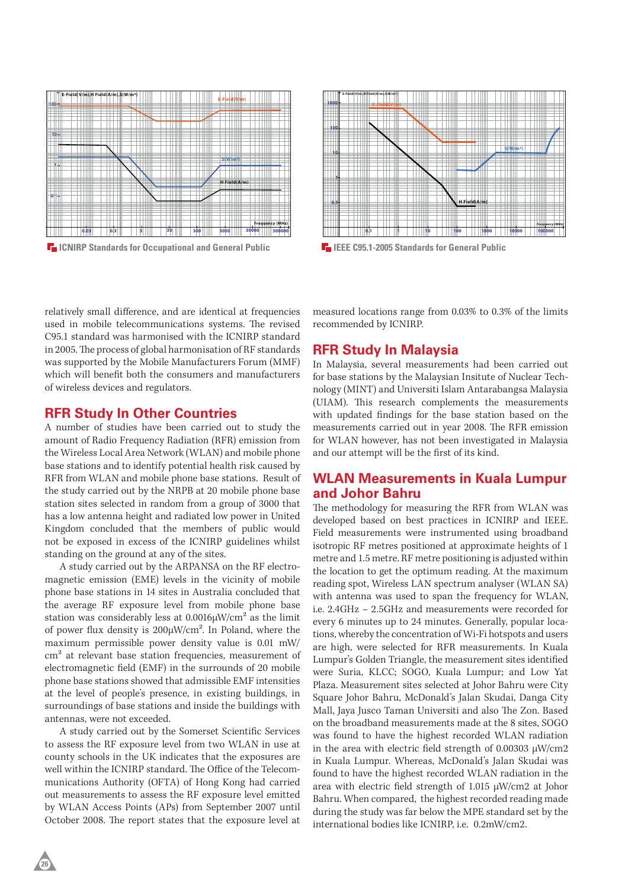ICNIRP Standards for Occupational and General Public

IEEE C95.1-2005 Standards for General Public

relatively small difference, and are identical at frequencies used in mobile telecommunications systems. The revised C95.1 standard was harmonised with the ICNIRP standard in 2005. The process of global harmonisation of RF standards was supported by the Mobile Manufacturers Forum (MMF) which will benefit both the consumers and manufacturers of wireless devices and regulators.

## RFR Study In Other Countries

A number of studies have been carried out to study the amount of Radio Frequency Radiation (RFR) emission from the Wireless Local Area Network (WLAN) and mobile phone base stations and to identify potential health risk caused by RFR from WLAN and mobile phone base stations. Result of the study carried out by the NRPB at 20 mobile phone base station sites selected in random from a group of 3000 that has a low antenna height and radiated low power in United Kingdom concluded that the members of public would not be exposed in excess of the ICNIRP guidelines whilst standing on the ground at any of the sites.

A study carried out by the ARPANSA on the RF electromagnetic emission (EME) levels in the vicinity of mobile phone base stations in 14 sites in Australia concluded that the average RF exposure level from mobile phone base station was considerably less at 0.0016μW/cm² as the limit of power flux density is 200μW/cm². In Poland, where the maximum permissible power density value is 0.01 mW/cm² at relevant base station frequencies, measurement of electromagnetic field (EMF) in the surrounds of 20 mobile phone base stations showed that admissible EMF intensities at the level of people's presence, in existing buildings, in surroundings of base stations and inside the buildings with antennas, were not exceeded.

A study carried out by the Somerset Scientific Services to assess the RF exposure level from two WLAN in use at county schools in the UK indicates that the exposures are well within the ICNIRP standard. The Office of the Telecommunications Authority (OFTA) of Hong Kong had carried out measurements to assess the RF exposure level emitted by WLAN Access Points (APs) from September 2007 until October 2008. The report states that the exposure level at measured locations range from 0.03% to 0.3% of the limits recommended by ICNIRP.

## RFR Study In Malaysia

In Malaysia, several measurements had been carried out for base stations by the Malaysian Insitute of Nuclear Technology (MINT) and Universiti Islam Antarabangsa Malaysia (UIAM). This research complements the measurements with updated findings for the base station based on the measurements carried out in year 2008. The RFR emission for WLAN however, has not been investigated in Malaysia and our attempt will be the first of its kind.

## WLAN Measurements in Kuala Lumpur and Johor Bahru

The methodology for measuring the RFR from WLAN was developed based on best practices in ICNIRP and IEEE. Field measurements were instrumented using broadband isotropic RF metres positioned at approximate heights of 1 metre and 1.5 metre. RF metre positioning is adjusted within the location to get the optimum reading. At the maximum reading spot, Wireless LAN spectrum analyser (WLAN SA) with antenna was used to span the frequency for WLAN, i.e. 2.4GHz – 2.5GHz and measurements were recorded for every 6 minutes up to 24 minutes. Generally, popular locations, whereby the concentration of Wi-Fi hotspots and users are high, were selected for RFR measurements. In Kuala Lumpur's Golden Triangle, the measurement sites identified were Suria, KLCC; SOGO, Kuala Lumpur; and Low Yat Plaza. Measurement sites selected at Johor Bahru were City Square Johor Bahru, McDonald's Jalan Skudai, Danga City Mall, Jaya Jusco Taman Universiti and also The Zon. Based on the broadband measurements made at the 8 sites, SOGO was found to have the highest recorded WLAN radiation in the area with electric field strength of 0.00303 μW/cm2 in Kuala Lumpur. Whereas, McDonald's Jalan Skudai was found to have the highest recorded WLAN radiation in the area with electric field strength of 1.015 μW/cm2 at Johor Bahru. When compared, the highest recorded reading made during the study was far below the MPE standard set by the international bodies like ICNIRP, i.e. 0.2mW/cm2.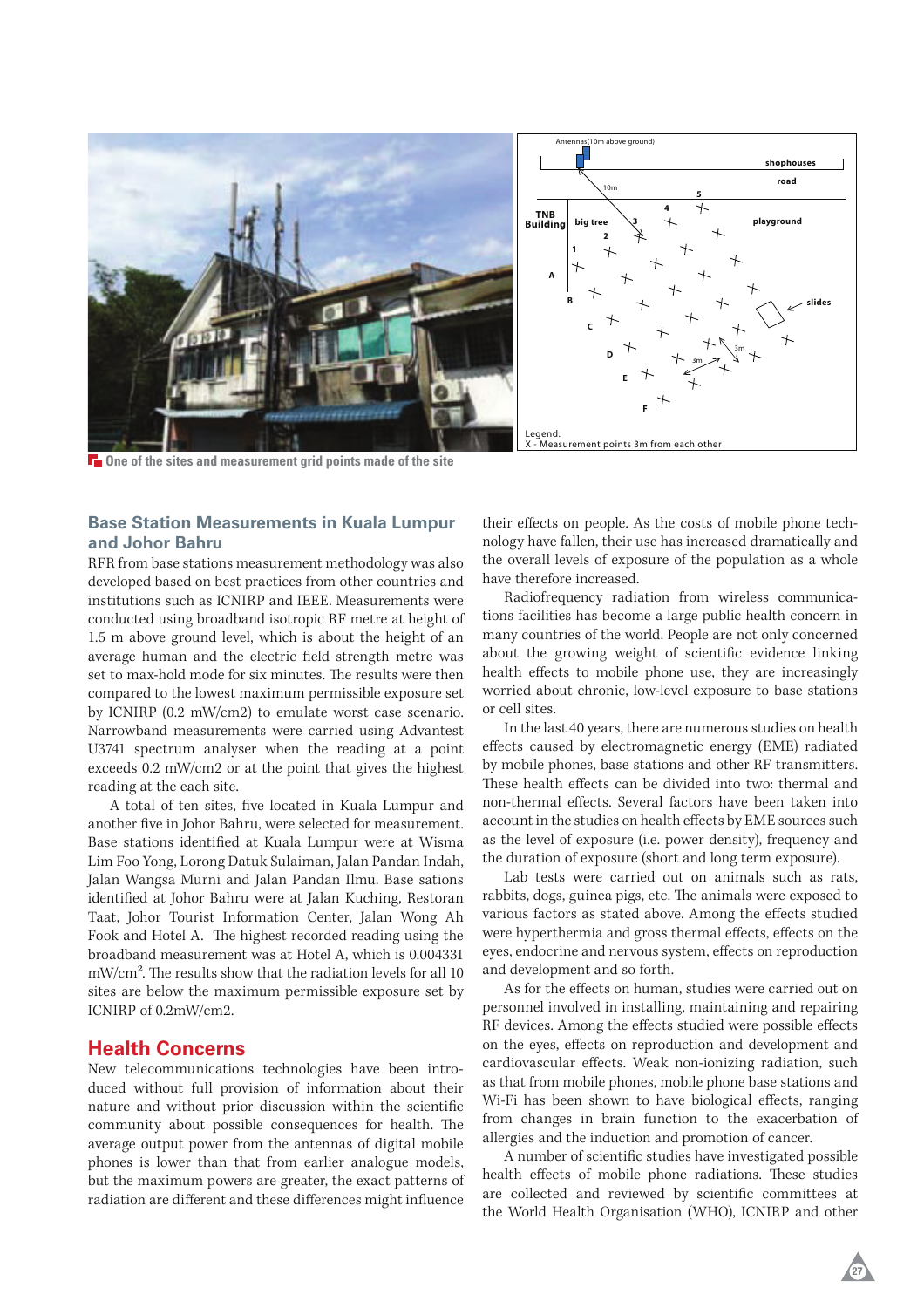One of the sites and measurement grid points made of the site

## Base Station Measurements in Kuala Lumpur and Johor Bahru

RFR from base stations measurement methodology was also developed based on best practices from other countries and institutions such as ICNIRP and IEEE. Measurements were conducted using broadband isotropic RF metre at height of 1.5 m above ground level, which is about the height of an average human and the electric field strength metre was set to max-hold mode for six minutes. The results were then compared to the lowest maximum permissible exposure set by ICNIRP (0.2 mW/cm2) to emulate worst case scenario. Narrowband measurements were carried using Advantest U3741 spectrum analyser when the reading at a point exceeds 0.2 mW/cm2 or at the point that gives the highest reading at the each site.

A total of ten sites, five located in Kuala Lumpur and another five in Johor Bahru, were selected for measurement. Base stations identified at Kuala Lumpur were at Wisma Lim Foo Yong, Lorong Datuk Sulaiman, Jalan Pandan Indah, Jalan Wangsa Murni and Jalan Pandan Ilmu. Base sations identified at Johor Bahru were at Jalan Kuching, Restoran Taat, Johor Tourist Information Center, Jalan Wong Ah Fook and Hotel A. The highest recorded reading using the broadband measurement was at Hotel A, which is 0.004331 mW/cm$^2$. The results show that the radiation levels for all 10 sites are below the maximum permissible exposure set by ICNIRP of 0.2mW/cm2.

## Health Concerns

New telecommunications technologies have been introduced without full provision of information about their nature and without prior discussion within the scientific community about possible consequences for health. The average output power from the antennas of digital mobile phones is lower than that from earlier analogue models, but the maximum powers are greater, the exact patterns of radiation are different and these differences might influence their effects on people. As the costs of mobile phone technology have fallen, their use has increased dramatically and the overall levels of exposure of the population as a whole have therefore increased.

Radiofrequency radiation from wireless communications facilities has become a large public health concern in many countries of the world. People are not only concerned about the growing weight of scientific evidence linking health effects to mobile phone use, they are increasingly worried about chronic, low-level exposure to base stations or cell sites.

In the last 40 years, there are numerous studies on health effects caused by electromagnetic energy (EME) radiated by mobile phones, base stations and other RF transmitters. These health effects can be divided into two: thermal and non-thermal effects. Several factors have been taken into account in the studies on health effects by EME sources such as the level of exposure (i.e. power density), frequency and the duration of exposure (short and long term exposure).

Lab tests were carried out on animals such as rats, rabbits, dogs, guinea pigs, etc. The animals were exposed to various factors as stated above. Among the effects studied were hyperthermia and gross thermal effects, effects on the eyes, endocrine and nervous system, effects on reproduction and development and so forth.

As for the effects on human, studies were carried out on personnel involved in installing, maintaining and repairing RF devices. Among the effects studied were possible effects on the eyes, effects on reproduction and development and cardiovascular effects. Weak non-ionizing radiation, such as that from mobile phones, mobile phone base stations and Wi-Fi has been shown to have biological effects, ranging from changes in brain function to the exacerbation of allergies and the induction and promotion of cancer.

A number of scientific studies have investigated possible health effects of mobile phone radiations. These studies are collected and reviewed by scientific committees at the World Health Organisation (WHO), ICNIRP and other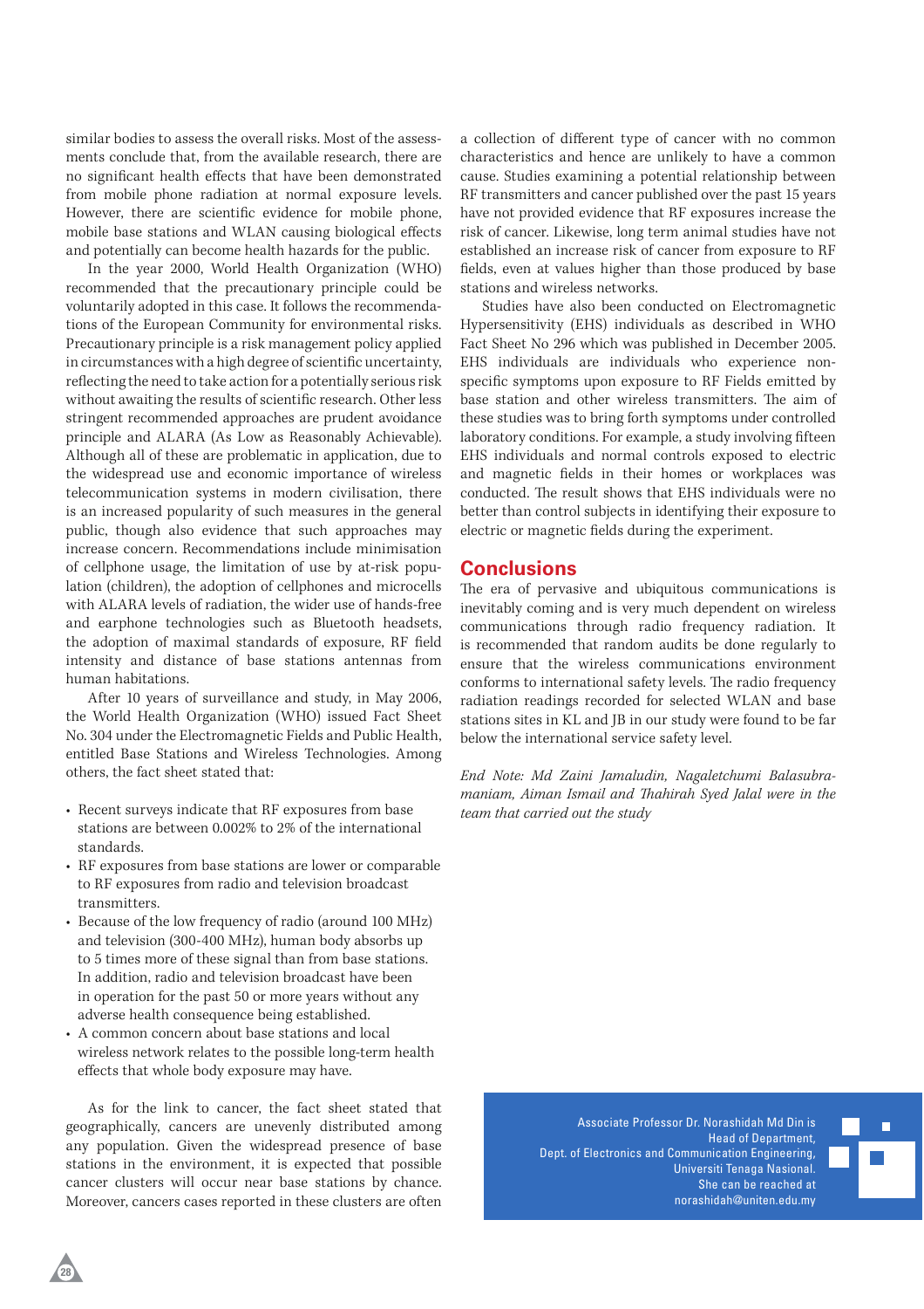similar bodies to assess the overall risks. Most of the assessments conclude that, from the available research, there are no significant health effects that have been demonstrated from mobile phone radiation at normal exposure levels. However, there are scientific evidence for mobile phone, mobile base stations and WLAN causing biological effects and potentially can become health hazards for the public.

In the year 2000, World Health Organization (WHO) recommended that the precautionary principle could be voluntarily adopted in this case. It follows the recommendations of the European Community for environmental risks. Precautionary principle is a risk management policy applied in circumstances with a high degree of scientific uncertainty, reflecting the need to take action for a potentially serious risk without awaiting the results of scientific research. Other less stringent recommended approaches are prudent avoidance principle and ALARA (As Low as Reasonably Achievable). Although all of these are problematic in application, due to the widespread use and economic importance of wireless telecommunication systems in modern civilisation, there is an increased popularity of such measures in the general public, though also evidence that such approaches may increase concern. Recommendations include minimisation of cellphone usage, the limitation of use by at-risk population (children), the adoption of cellphones and microcells with ALARA levels of radiation, the wider use of hands-free and earphone technologies such as Bluetooth headsets, the adoption of maximal standards of exposure, RF field intensity and distance of base stations antennas from human habitations.

After 10 years of surveillance and study, in May 2006, the World Health Organization (WHO) issued Fact Sheet No. 304 under the Electromagnetic Fields and Public Health, entitled Base Stations and Wireless Technologies. Among others, the fact sheet stated that:

- Recent surveys indicate that RF exposures from base stations are between 0.002% to 2% of the international standards.
- RF exposures from base stations are lower or comparable to RF exposures from radio and television broadcast transmitters.
- Because of the low frequency of radio (around 100 MHz) and television (300-400 MHz), human body absorbs up to 5 times more of these signal than from base stations. In addition, radio and television broadcast have been in operation for the past 50 or more years without any adverse health consequence being established.
- A common concern about base stations and local wireless network relates to the possible long-term health effects that whole body exposure may have.

As for the link to cancer, the fact sheet stated that geographically, cancers are unevenly distributed among any population. Given the widespread presence of base stations in the environment, it is expected that possible cancer clusters will occur near base stations by chance. Moreover, cancers cases reported in these clusters are often a collection of different type of cancer with no common characteristics and hence are unlikely to have a common cause. Studies examining a potential relationship between RF transmitters and cancer published over the past 15 years have not provided evidence that RF exposures increase the risk of cancer. Likewise, long term animal studies have not established an increase risk of cancer from exposure to RF fields, even at values higher than those produced by base stations and wireless networks.

Studies have also been conducted on Electromagnetic Hypersensitivity (EHS) individuals as described in WHO Fact Sheet No 296 which was published in December 2005. EHS individuals are individuals who experience non-specific symptoms upon exposure to RF Fields emitted by base station and other wireless transmitters. The aim of these studies was to bring forth symptoms under controlled laboratory conditions. For example, a study involving fifteen EHS individuals and normal controls exposed to electric and magnetic fields in their homes or workplaces was conducted. The result shows that EHS individuals were no better than control subjects in identifying their exposure to electric or magnetic fields during the experiment.

## Conclusions

The era of pervasive and ubiquitous communications is inevitably coming and is very much dependent on wireless communications through radio frequency radiation. It is recommended that random audits be done regularly to ensure that the wireless communications environment conforms to international safety levels. The radio frequency radiation readings recorded for selected WLAN and base stations sites in KL and JB in our study were found to be far below the international service safety level.

*End Note: Md Zaini Jamaludin, Nagaletchumi Balasubramaniam, Aiman Ismail and Thahirah Syed Jalal were in the team that carried out the study*

Associate Professor Dr. Norashidah Md Din is Head of Department, Dept. of Electronics and Communication Engineering, Universiti Tenaga Nasional. She can be reached at norashidah@uniten.edu.my